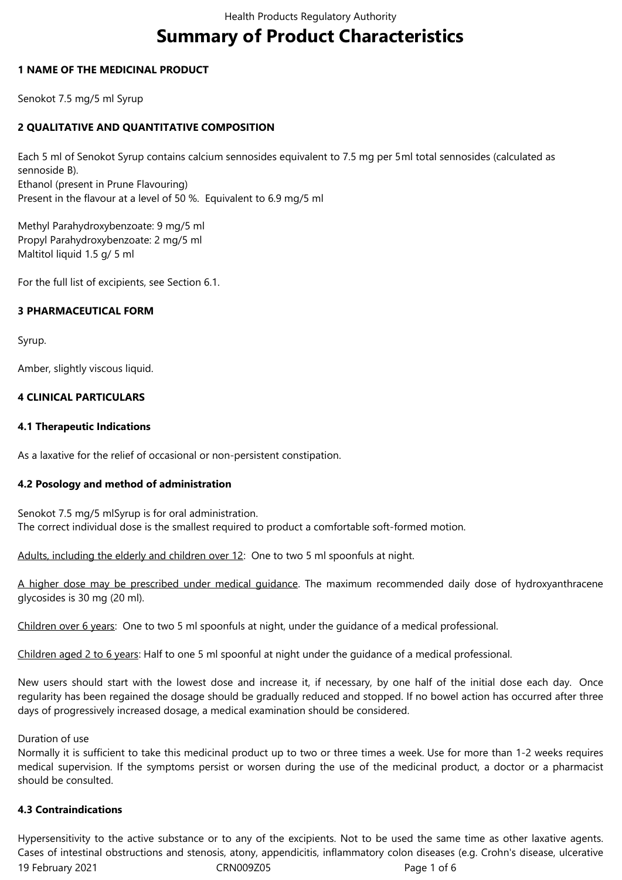# Summary of Product Characteristics

## 1 NAME OF THE MEDICINAL PRODUCT

Senokot 7.5 mg/5 ml Syrup

## 2 QUALITATIVE AND QUANTITATIVE COMPOSITION

Each 5 ml of Senokot Syrup contains calcium sennosides equivalent to 7.5 mg per 5ml total sennosides (calculated as sennoside B).
Ethanol (present in Prune Flavouring)
Present in the flavour at a level of 50 %. Equivalent to 6.9 mg/5 ml

Methyl Parahydroxybenzoate: 9 mg/5 ml
Propyl Parahydroxybenzoate: 2 mg/5 ml
Maltitol liquid 1.5 g/ 5 ml

For the full list of excipients, see Section 6.1.

## 3 PHARMACEUTICAL FORM

Syrup.

Amber, slightly viscous liquid.

## 4 CLINICAL PARTICULARS

### 4.1 Therapeutic Indications

As a laxative for the relief of occasional or non-persistent constipation.

### 4.2 Posology and method of administration

Senokot 7.5 mg/5 mlSyrup is for oral administration.
The correct individual dose is the smallest required to product a comfortable soft-formed motion.

Adults, including the elderly and children over 12: One to two 5 ml spoonfuls at night.

A higher dose may be prescribed under medical guidance. The maximum recommended daily dose of hydroxyanthracene glycosides is 30 mg (20 ml).

Children over 6 years: One to two 5 ml spoonfuls at night, under the guidance of a medical professional.

Children aged 2 to 6 years: Half to one 5 ml spoonful at night under the guidance of a medical professional.

New users should start with the lowest dose and increase it, if necessary, by one half of the initial dose each day. Once regularity has been regained the dosage should be gradually reduced and stopped. If no bowel action has occurred after three days of progressively increased dosage, a medical examination should be considered.

Duration of use
Normally it is sufficient to take this medicinal product up to two or three times a week. Use for more than 1-2 weeks requires medical supervision. If the symptoms persist or worsen during the use of the medicinal product, a doctor or a pharmacist should be consulted.

### 4.3 Contraindications

Hypersensitivity to the active substance or to any of the excipients. Not to be used the same time as other laxative agents. Cases of intestinal obstructions and stenosis, atony, appendicitis, inflammatory colon diseases (e.g. Crohn's disease, ulcerative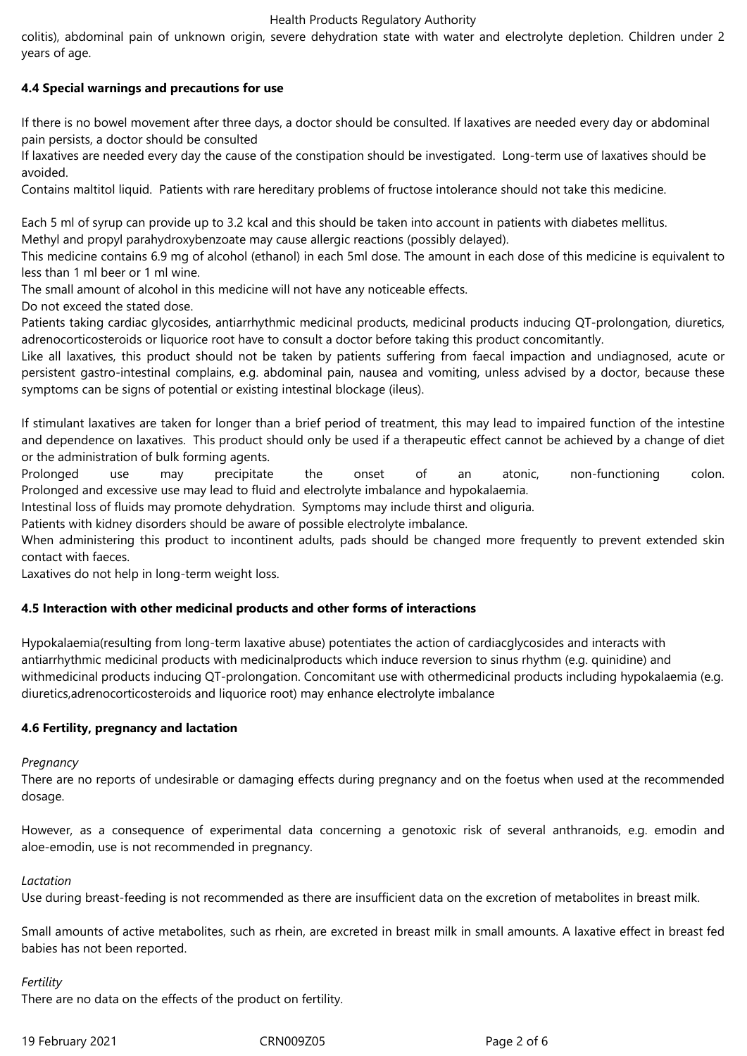colitis), abdominal pain of unknown origin, severe dehydration state with water and electrolyte depletion. Children under 2 years of age.

## 4.4 Special warnings and precautions for use

If there is no bowel movement after three days, a doctor should be consulted. If laxatives are needed every day or abdominal pain persists, a doctor should be consulted

If laxatives are needed every day the cause of the constipation should be investigated. Long-term use of laxatives should be avoided.

Contains maltitol liquid. Patients with rare hereditary problems of fructose intolerance should not take this medicine.

Each 5 ml of syrup can provide up to 3.2 kcal and this should be taken into account in patients with diabetes mellitus.

Methyl and propyl parahydroxybenzoate may cause allergic reactions (possibly delayed).

This medicine contains 6.9 mg of alcohol (ethanol) in each 5ml dose. The amount in each dose of this medicine is equivalent to less than 1 ml beer or 1 ml wine.

The small amount of alcohol in this medicine will not have any noticeable effects.

Do not exceed the stated dose.

Patients taking cardiac glycosides, antiarrhythmic medicinal products, medicinal products inducing QT-prolongation, diuretics, adrenocorticosteroids or liquorice root have to consult a doctor before taking this product concomitantly.

Like all laxatives, this product should not be taken by patients suffering from faecal impaction and undiagnosed, acute or persistent gastro-intestinal complains, e.g. abdominal pain, nausea and vomiting, unless advised by a doctor, because these symptoms can be signs of potential or existing intestinal blockage (ileus).

If stimulant laxatives are taken for longer than a brief period of treatment, this may lead to impaired function of the intestine and dependence on laxatives. This product should only be used if a therapeutic effect cannot be achieved by a change of diet or the administration of bulk forming agents.

Prolonged use may precipitate the onset of an atonic, non-functioning colon.

Prolonged and excessive use may lead to fluid and electrolyte imbalance and hypokalaemia.

Intestinal loss of fluids may promote dehydration. Symptoms may include thirst and oliguria.

Patients with kidney disorders should be aware of possible electrolyte imbalance.

When administering this product to incontinent adults, pads should be changed more frequently to prevent extended skin contact with faeces.

Laxatives do not help in long-term weight loss.

## 4.5 Interaction with other medicinal products and other forms of interactions

Hypokalaemia(resulting from long-term laxative abuse) potentiates the action of cardiacglycosides and interacts with antiarrhythmic medicinal products with medicinalproducts which induce reversion to sinus rhythm (e.g. quinidine) and withmedicinal products inducing QT-prolongation. Concomitant use with othermedicinal products including hypokalaemia (e.g. diuretics,adrenocorticosteroids and liquorice root) may enhance electrolyte imbalance

## 4.6 Fertility, pregnancy and lactation

*Pregnancy*

There are no reports of undesirable or damaging effects during pregnancy and on the foetus when used at the recommended dosage.

However, as a consequence of experimental data concerning a genotoxic risk of several anthranoids, e.g. emodin and aloe-emodin, use is not recommended in pregnancy.

*Lactation*

Use during breast-feeding is not recommended as there are insufficient data on the excretion of metabolites in breast milk.

Small amounts of active metabolites, such as rhein, are excreted in breast milk in small amounts. A laxative effect in breast fed babies has not been reported.

*Fertility*

There are no data on the effects of the product on fertility.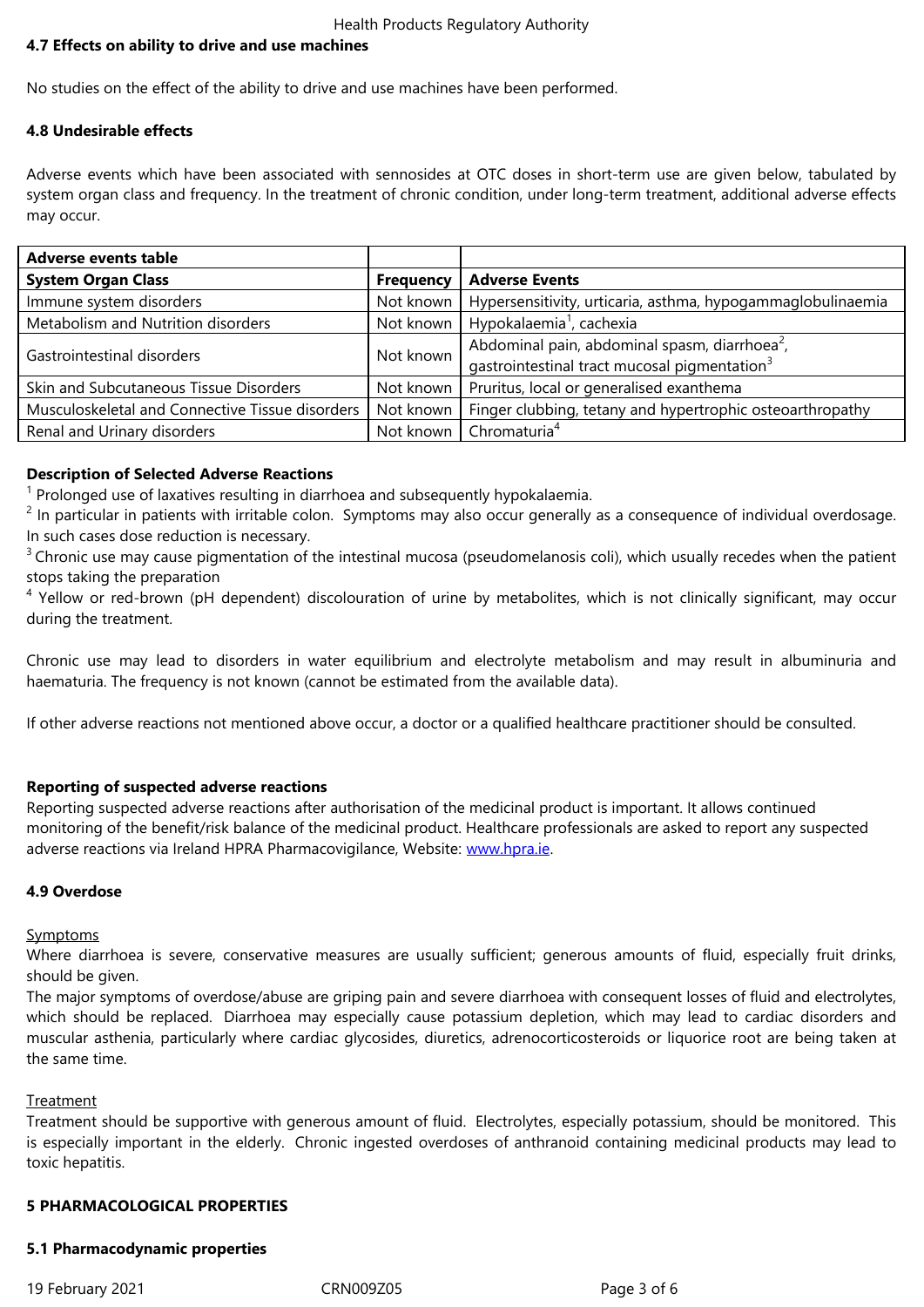### 4.7 Effects on ability to drive and use machines

No studies on the effect of the ability to drive and use machines have been performed.

### 4.8 Undesirable effects

Adverse events which have been associated with sennosides at OTC doses in short-term use are given below, tabulated by system organ class and frequency. In the treatment of chronic condition, under long-term treatment, additional adverse effects may occur.

| **Adverse events table** | | |
|---|---|---|
| **System Organ Class** | **Frequency** | **Adverse Events** |
| Immune system disorders | Not known | Hypersensitivity, urticaria, asthma, hypogammaglobulinaemia |
| Metabolism and Nutrition disorders | Not known | Hypokalaemia[1], cachexia |
| Gastrointestinal disorders | Not known | Abdominal pain, abdominal spasm, diarrhoea[2], gastrointestinal tract mucosal pigmentation[3] |
| Skin and Subcutaneous Tissue Disorders | Not known | Pruritus, local or generalised exanthema |
| Musculoskeletal and Connective Tissue disorders | Not known | Finger clubbing, tetany and hypertrophic osteoarthropathy |
| Renal and Urinary disorders | Not known | Chromaturia[4] |

**Description of Selected Adverse Reactions**

[1] Prolonged use of laxatives resulting in diarrhoea and subsequently hypokalaemia.
[2] In particular in patients with irritable colon. Symptoms may also occur generally as a consequence of individual overdosage. In such cases dose reduction is necessary.
[3] Chronic use may cause pigmentation of the intestinal mucosa (pseudomelanosis coli), which usually recedes when the patient stops taking the preparation
[4] Yellow or red-brown (pH dependent) discolouration of urine by metabolites, which is not clinically significant, may occur during the treatment.

Chronic use may lead to disorders in water equilibrium and electrolyte metabolism and may result in albuminuria and haematuria. The frequency is not known (cannot be estimated from the available data).

If other adverse reactions not mentioned above occur, a doctor or a qualified healthcare practitioner should be consulted.

**Reporting of suspected adverse reactions**

Reporting suspected adverse reactions after authorisation of the medicinal product is important. It allows continued monitoring of the benefit/risk balance of the medicinal product. Healthcare professionals are asked to report any suspected adverse reactions via Ireland HPRA Pharmacovigilance, Website: www.hpra.ie.

### 4.9 Overdose

Symptoms

Where diarrhoea is severe, conservative measures are usually sufficient; generous amounts of fluid, especially fruit drinks, should be given.
The major symptoms of overdose/abuse are griping pain and severe diarrhoea with consequent losses of fluid and electrolytes, which should be replaced. Diarrhoea may especially cause potassium depletion, which may lead to cardiac disorders and muscular asthenia, particularly where cardiac glycosides, diuretics, adrenocorticosteroids or liquorice root are being taken at the same time.

Treatment

Treatment should be supportive with generous amount of fluid. Electrolytes, especially potassium, should be monitored. This is especially important in the elderly. Chronic ingested overdoses of anthranoid containing medicinal products may lead to toxic hepatitis.

## 5 PHARMACOLOGICAL PROPERTIES

### 5.1 Pharmacodynamic properties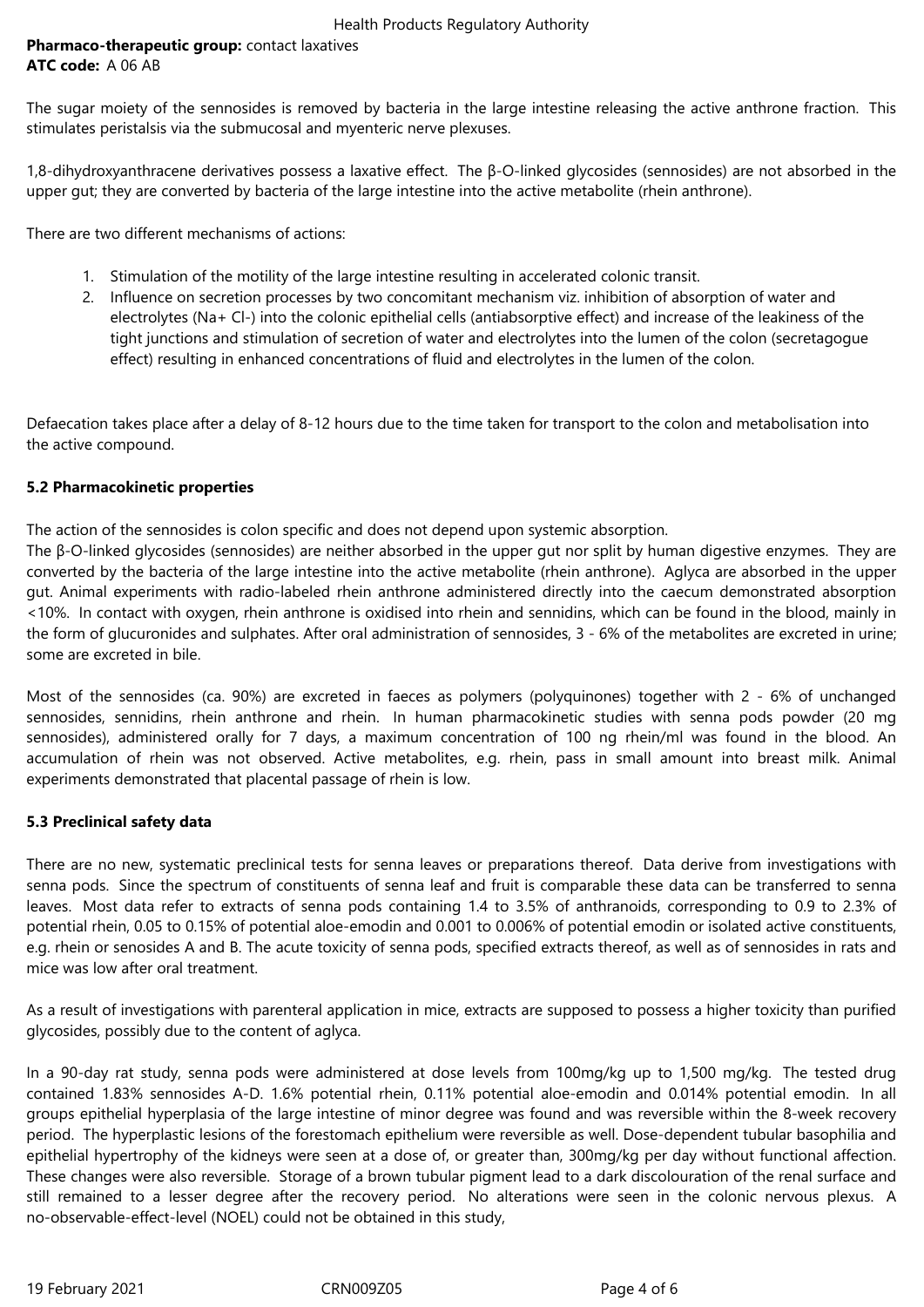**Pharmaco-therapeutic group:** contact laxatives
**ATC code:** A 06 AB

The sugar moiety of the sennosides is removed by bacteria in the large intestine releasing the active anthrone fraction. This stimulates peristalsis via the submucosal and myenteric nerve plexuses.

1,8-dihydroxyanthracene derivatives possess a laxative effect. The β-O-linked glycosides (sennosides) are not absorbed in the upper gut; they are converted by bacteria of the large intestine into the active metabolite (rhein anthrone).

There are two different mechanisms of actions:

1. Stimulation of the motility of the large intestine resulting in accelerated colonic transit.
2. Influence on secretion processes by two concomitant mechanism viz. inhibition of absorption of water and electrolytes ($Na^+$ $Cl^-$) into the colonic epithelial cells (antiabsorptive effect) and increase of the leakiness of the tight junctions and stimulation of secretion of water and electrolytes into the lumen of the colon (secretagogue effect) resulting in enhanced concentrations of fluid and electrolytes in the lumen of the colon.

Defaecation takes place after a delay of 8-12 hours due to the time taken for transport to the colon and metabolisation into the active compound.

### 5.2 Pharmacokinetic properties

The action of the sennosides is colon specific and does not depend upon systemic absorption.
The β-O-linked glycosides (sennosides) are neither absorbed in the upper gut nor split by human digestive enzymes. They are converted by the bacteria of the large intestine into the active metabolite (rhein anthrone). Aglyca are absorbed in the upper gut. Animal experiments with radio-labeled rhein anthrone administered directly into the caecum demonstrated absorption <10%. In contact with oxygen, rhein anthrone is oxidised into rhein and sennidins, which can be found in the blood, mainly in the form of glucuronides and sulphates. After oral administration of sennosides, 3 - 6% of the metabolites are excreted in urine; some are excreted in bile.

Most of the sennosides (ca. 90%) are excreted in faeces as polymers (polyquinones) together with 2 - 6% of unchanged sennosides, sennidins, rhein anthrone and rhein. In human pharmacokinetic studies with senna pods powder (20 mg sennosides), administered orally for 7 days, a maximum concentration of 100 ng rhein/ml was found in the blood. An accumulation of rhein was not observed. Active metabolites, e.g. rhein, pass in small amount into breast milk. Animal experiments demonstrated that placental passage of rhein is low.

### 5.3 Preclinical safety data

There are no new, systematic preclinical tests for senna leaves or preparations thereof. Data derive from investigations with senna pods. Since the spectrum of constituents of senna leaf and fruit is comparable these data can be transferred to senna leaves. Most data refer to extracts of senna pods containing 1.4 to 3.5% of anthranoids, corresponding to 0.9 to 2.3% of potential rhein, 0.05 to 0.15% of potential aloe-emodin and 0.001 to 0.006% of potential emodin or isolated active constituents, e.g. rhein or senosides A and B. The acute toxicity of senna pods, specified extracts thereof, as well as of sennosides in rats and mice was low after oral treatment.

As a result of investigations with parenteral application in mice, extracts are supposed to possess a higher toxicity than purified glycosides, possibly due to the content of aglyca.

In a 90-day rat study, senna pods were administered at dose levels from 100mg/kg up to 1,500 mg/kg. The tested drug contained 1.83% sennosides A-D. 1.6% potential rhein, 0.11% potential aloe-emodin and 0.014% potential emodin. In all groups epithelial hyperplasia of the large intestine of minor degree was found and was reversible within the 8-week recovery period. The hyperplastic lesions of the forestomach epithelium were reversible as well. Dose-dependent tubular basophilia and epithelial hypertrophy of the kidneys were seen at a dose of, or greater than, 300mg/kg per day without functional affection. These changes were also reversible. Storage of a brown tubular pigment lead to a dark discolouration of the renal surface and still remained to a lesser degree after the recovery period. No alterations were seen in the colonic nervous plexus. A no-observable-effect-level (NOEL) could not be obtained in this study,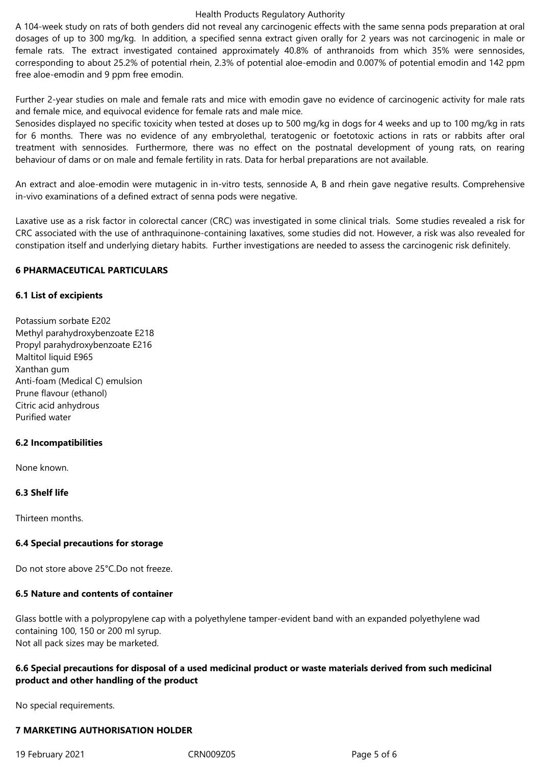A 104-week study on rats of both genders did not reveal any carcinogenic effects with the same senna pods preparation at oral dosages of up to 300 mg/kg. In addition, a specified senna extract given orally for 2 years was not carcinogenic in male or female rats. The extract investigated contained approximately 40.8% of anthranoids from which 35% were sennosides, corresponding to about 25.2% of potential rhein, 2.3% of potential aloe-emodin and 0.007% of potential emodin and 142 ppm free aloe-emodin and 9 ppm free emodin.

Further 2-year studies on male and female rats and mice with emodin gave no evidence of carcinogenic activity for male rats and female mice, and equivocal evidence for female rats and male mice.
Senosides displayed no specific toxicity when tested at doses up to 500 mg/kg in dogs for 4 weeks and up to 100 mg/kg in rats for 6 months. There was no evidence of any embryolethal, teratogenic or foetotoxic actions in rats or rabbits after oral treatment with sennosides. Furthermore, there was no effect on the postnatal development of young rats, on rearing behaviour of dams or on male and female fertility in rats. Data for herbal preparations are not available.

An extract and aloe-emodin were mutagenic in in-vitro tests, sennoside A, B and rhein gave negative results. Comprehensive in-vivo examinations of a defined extract of senna pods were negative.

Laxative use as a risk factor in colorectal cancer (CRC) was investigated in some clinical trials. Some studies revealed a risk for CRC associated with the use of anthraquinone-containing laxatives, some studies did not. However, a risk was also revealed for constipation itself and underlying dietary habits. Further investigations are needed to assess the carcinogenic risk definitely.

## 6 PHARMACEUTICAL PARTICULARS

### 6.1 List of excipients

Potassium sorbate E202
Methyl parahydroxybenzoate E218
Propyl parahydroxybenzoate E216
Maltitol liquid E965
Xanthan gum
Anti-foam (Medical C) emulsion
Prune flavour (ethanol)
Citric acid anhydrous
Purified water

### 6.2 Incompatibilities

None known.

### 6.3 Shelf life

Thirteen months.

### 6.4 Special precautions for storage

Do not store above 25°C.Do not freeze.

### 6.5 Nature and contents of container

Glass bottle with a polypropylene cap with a polyethylene tamper-evident band with an expanded polyethylene wad containing 100, 150 or 200 ml syrup.
Not all pack sizes may be marketed.

### 6.6 Special precautions for disposal of a used medicinal product or waste materials derived from such medicinal product and other handling of the product

No special requirements.

## 7 MARKETING AUTHORISATION HOLDER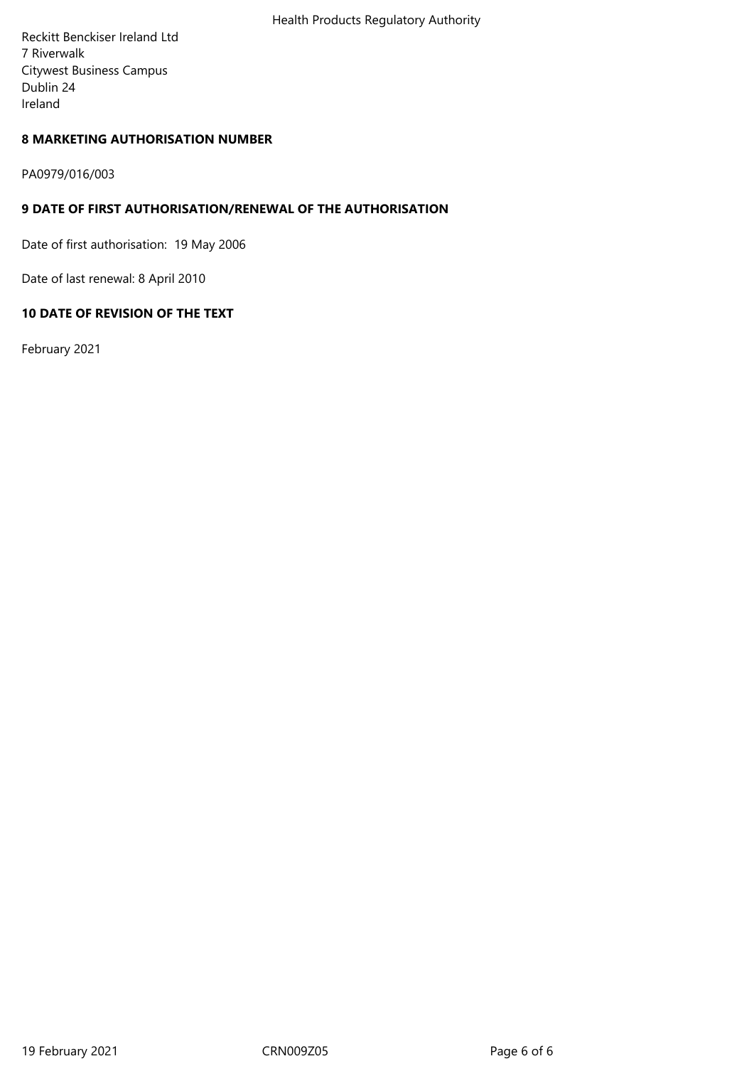Reckitt Benckiser Ireland Ltd
7 Riverwalk
Citywest Business Campus
Dublin 24
Ireland

## 8 MARKETING AUTHORISATION NUMBER

PA0979/016/003

## 9 DATE OF FIRST AUTHORISATION/RENEWAL OF THE AUTHORISATION

Date of first authorisation: 19 May 2006

Date of last renewal: 8 April 2010

## 10 DATE OF REVISION OF THE TEXT

February 2021